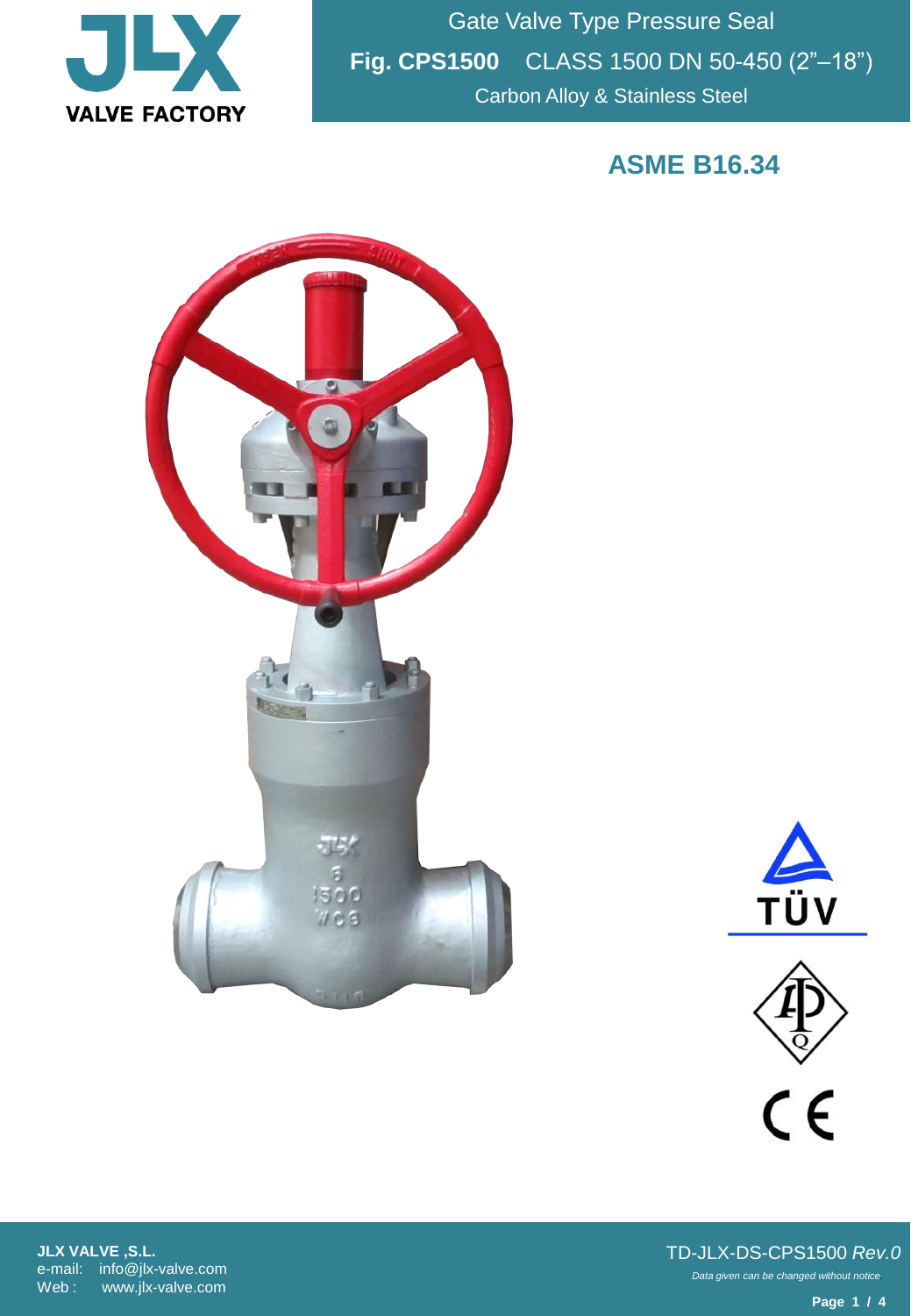JLX VALVE FACTORY

# Gate Valve Type Pressure Seal

**Fig. CPS1500** CLASS 1500 DN 50-450 (2"–18")

Carbon Alloy & Stainless Steel

## ASME B16.34

JLX VALVE ,S.L.
e-mail: info@jlx-valve.com
Web : www.jlx-valve.com

TD-JLX-DS-CPS1500 *Rev.0*

*Data given can be changed without notice*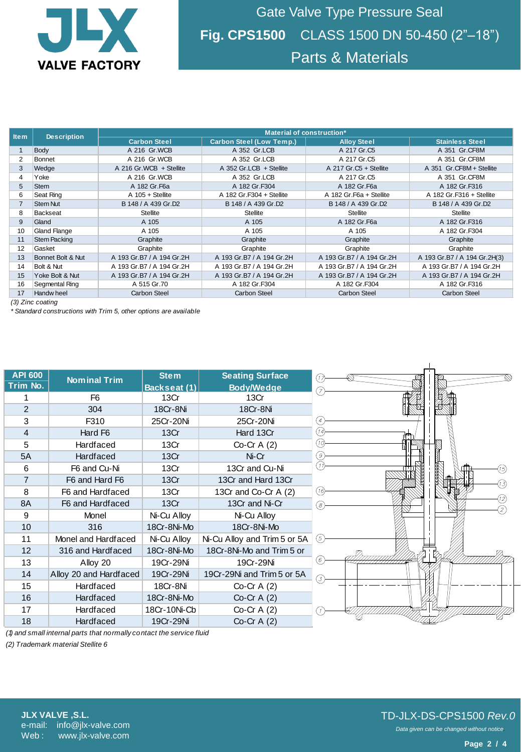# Gate Valve Type Pressure Seal

## Fig. CPS1500 CLASS 1500 DN 50-450 (2"–18")

## Parts & Materials

| Item | Description | Material of construction* | | | |
|---|---|---|---|---|---|
| | | Carbon Steel | Carbon Steel (Low Temp.) | Alloy Steel | Stainless Steel |
| 1 | Body | A 216 Gr.WCB | A 352 Gr.LCB | A 217 Gr.C5 | A 351 Gr.CF8M |
| 2 | Bonnet | A 216 Gr.WCB | A 352 Gr.LCB | A 217 Gr.C5 | A 351 Gr.CF8M |
| 3 | Wedge | A 216 Gr.WCB + Stellite | A 352 Gr.LCB + Stellite | A 217 Gr.C5 + Stellite | A 351 Gr.CF8M + Stellite |
| 4 | Yoke | A 216 Gr.WCB | A 352 Gr.LCB | A 217 Gr.C5 | A 351 Gr.CF8M |
| 5 | Stem | A 182 Gr.F6a | A 182 Gr.F304 | A 182 Gr.F6a | A 182 Gr.F316 |
| 6 | Seat Ring | A 105 + Stellite | A 182 Gr.F304 + Stellite | A 182 Gr.F6a + Stellite | A 182 Gr.F316 + Stellite |
| 7 | Stem Nut | B 148 / A 439 Gr.D2 | B 148 / A 439 Gr.D2 | B 148 / A 439 Gr.D2 | B 148 / A 439 Gr.D2 |
| 8 | Backseat | Stellite | Stellite | Stellite | Stellite |
| 9 | Gland | A 105 | A 105 | A 182 Gr.F6a | A 182 Gr.F316 |
| 10 | Gland Flange | A 105 | A 105 | A 105 | A 182 Gr.F304 |
| 11 | Stem Packing | Graphite | Graphite | Graphite | Graphite |
| 12 | Gasket | Graphite | Graphite | Graphite | Graphite |
| 13 | Bonnet Bolt & Nut | A 193 Gr.B7 / A 194 Gr.2H | A 193 Gr.B7 / A 194 Gr.2H | A 193 Gr.B7 / A 194 Gr.2H | A 193 Gr.B7 / A 194 Gr.2H(3) |
| 14 | Bolt & Nut | A 193 Gr.B7 / A 194 Gr.2H | A 193 Gr.B7 / A 194 Gr.2H | A 193 Gr.B7 / A 194 Gr.2H | A 193 Gr.B7 / A 194 Gr.2H |
| 15 | Yoke Bolt & Nut | A 193 Gr.B7 / A 194 Gr.2H | A 193 Gr.B7 / A 194 Gr.2H | A 193 Gr.B7 / A 194 Gr.2H | A 193 Gr.B7 / A 194 Gr.2H |
| 16 | Segmental Ring | A 515 Gr.70 | A 182 Gr.F304 | A 182 Gr.F304 | A 182 Gr.F316 |
| 17 | Handwheel | Carbon Steel | Carbon Steel | Carbon Steel | Carbon Steel |

*(3) Zinc coating*

*\* Standard constructions with Trim 5, other options are available*

| API 600 Trim No. | Nominal Trim | Stem Backseat (1) | Seating Surface Body/Wedge |
|---|---|---|---|
| 1 | F6 | 13Cr | 13Cr |
| 2 | 304 | 18Cr-8Ni | 18Cr-8Ni |
| 3 | F310 | 25Cr-20Ni | 25Cr-20Ni |
| 4 | Hard F6 | 13Cr | Hard 13Cr |
| 5 | Hardfaced | 13Cr | Co-Cr A (2) |
| 5A | Hardfaced | 13Cr | Ni-Cr |
| 6 | F6 and Cu-Ni | 13Cr | 13Cr and Cu-Ni |
| 7 | F6 and Hard F6 | 13Cr | 13Cr and Hard 13Cr |
| 8 | F6 and Hardfaced | 13Cr | 13Cr and Co-Cr A (2) |
| 8A | F6 and Hardfaced | 13Cr | 13Cr and Ni-Cr |
| 9 | Monel | Ni-Cu Alloy | Ni-Cu Alloy |
| 10 | 316 | 18Cr-8Ni-Mo | 18Cr-8Ni-Mo |
| 11 | Monel and Hardfaced | Ni-Cu Alloy | Ni-Cu Alloy and Trim 5 or 5A |
| 12 | 316 and Hardfaced | 18Cr-8Ni-Mo | 18Cr-8Ni-Mo and Trim 5 or |
| 13 | Alloy 20 | 19Cr-29Ni | 19Cr-29Ni |
| 14 | Alloy 20 and Hardfaced | 19Cr-29Ni | 19Cr-29Ni and Trim 5 or 5A |
| 15 | Hardfaced | 18Cr-8Ni | Co-Cr A (2) |
| 16 | Hardfaced | 18Cr-8Ni-Mo | Co-Cr A (2) |
| 17 | Hardfaced | 18Cr-10Ni-Cb | Co-Cr A (2) |
| 18 | Hardfaced | 19Cr-29Ni | Co-Cr A (2) |

*(1) and small internal parts that normally contact the service fluid*

*(2) Trademark material Stellite 6*

**JLX VALVE ,S.L.**
e-mail: info@jlx-valve.com
Web : www.jlx-valve.com

TD-JLX-DS-CPS1500 *Rev.0*

*Data given can be changed without notice*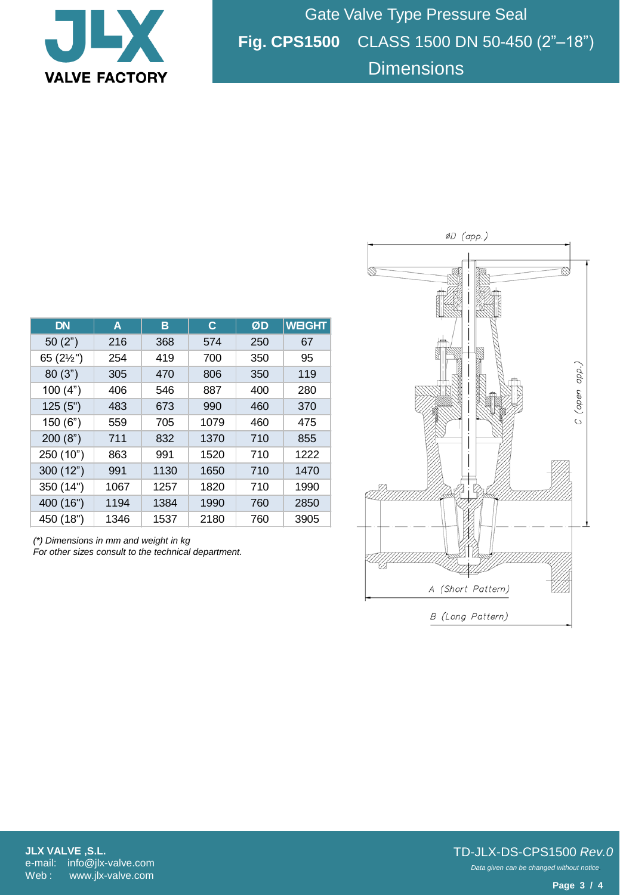# Gate Valve Type Pressure Seal

## **Fig. CPS1500** CLASS 1500 DN 50-450 (2"–18")

## Dimensions

| DN | A | B | C | ØD | WEIGHT |
|---|---|---|---|---|---|
| 50 (2") | 216 | 368 | 574 | 250 | 67 |
| 65 (2½") | 254 | 419 | 700 | 350 | 95 |
| 80 (3") | 305 | 470 | 806 | 350 | 119 |
| 100 (4") | 406 | 546 | 887 | 400 | 280 |
| 125 (5") | 483 | 673 | 990 | 460 | 370 |
| 150 (6") | 559 | 705 | 1079 | 460 | 475 |
| 200 (8") | 711 | 832 | 1370 | 710 | 855 |
| 250 (10") | 863 | 991 | 1520 | 710 | 1222 |
| 300 (12") | 991 | 1130 | 1650 | 710 | 1470 |
| 350 (14") | 1067 | 1257 | 1820 | 710 | 1990 |
| 400 (16") | 1194 | 1384 | 1990 | 760 | 2850 |
| 450 (18") | 1346 | 1537 | 2180 | 760 | 3905 |

*(\*) Dimensions in mm and weight in kg*
*For other sizes consult to the technical department.*

ØD (app.)

C (open app.)

A (Short Pattern)

B (Long Pattern)

**JLX VALVE ,S.L.**
e-mail: info@jlx-valve.com
Web : www.jlx-valve.com

TD-JLX-DS-CPS1500 *Rev.0*

*Data given can be changed without notice*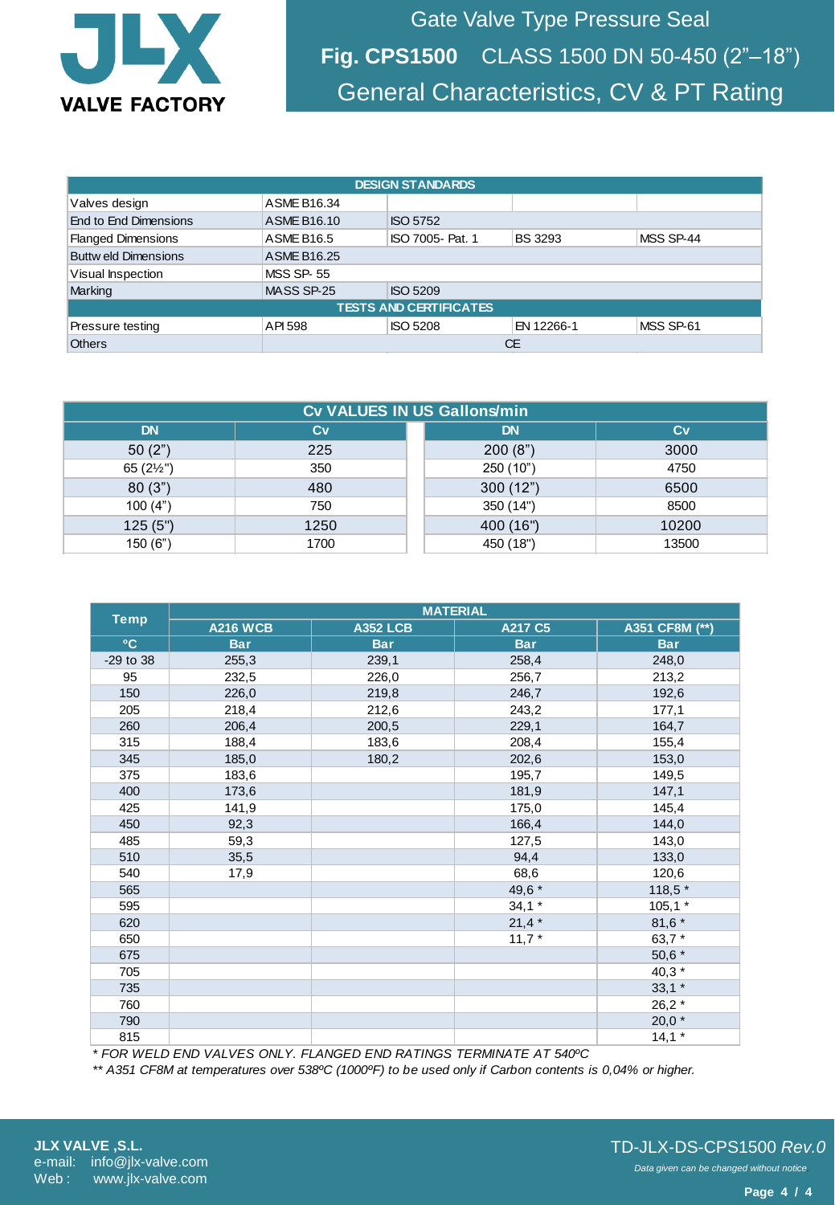# Gate Valve Type Pressure Seal

## **Fig. CPS1500** CLASS 1500 DN 50-450 (2”–18”)

## General Characteristics, CV & PT Rating

| DESIGN STANDARDS | | | | |
|---|---|---|---|---|
| Valves design | ASME B16.34 | | | |
| End to End Dimensions | ASME B16.10 | ISO 5752 | | |
| Flanged Dimensions | ASME B16.5 | ISO 7005- Pat. 1 | BS 3293 | MSS SP-44 |
| Buttw eld Dimensions | ASME B16.25 | | | |
| Visual Inspection | MSS SP- 55 | | | |
| Marking | MASS SP-25 | ISO 5209 | | |
| **TESTS AND CERTIFICATES** | | | | |
| Pressure testing | API 598 | ISO 5208 | EN 12266-1 | MSS SP-61 |
| Others | CE | | | |

| Cv VALUES IN US Gallons/min | | | |
|---|---|---|---|
| **DN** | **Cv** | **DN** | **Cv** |
| 50 (2”) | 225 | 200 (8”) | 3000 |
| 65 (2½”) | 350 | 250 (10”) | 4750 |
| 80 (3”) | 480 | 300 (12”) | 6500 |
| 100 (4”) | 750 | 350 (14") | 8500 |
| 125 (5") | 1250 | 400 (16") | 10200 |
| 150 (6”) | 1700 | 450 (18") | 13500 |

| Temp | MATERIAL | | | |
|---|---|---|---|---|
| | A216 WCB | A352 LCB | A217 C5 | A351 CF8M (**) |
| ºC | Bar | Bar | Bar | Bar |
| -29 to 38 | 255,3 | 239,1 | 258,4 | 248,0 |
| 95 | 232,5 | 226,0 | 256,7 | 213,2 |
| 150 | 226,0 | 219,8 | 246,7 | 192,6 |
| 205 | 218,4 | 212,6 | 243,2 | 177,1 |
| 260 | 206,4 | 200,5 | 229,1 | 164,7 |
| 315 | 188,4 | 183,6 | 208,4 | 155,4 |
| 345 | 185,0 | 180,2 | 202,6 | 153,0 |
| 375 | 183,6 | | 195,7 | 149,5 |
| 400 | 173,6 | | 181,9 | 147,1 |
| 425 | 141,9 | | 175,0 | 145,4 |
| 450 | 92,3 | | 166,4 | 144,0 |
| 485 | 59,3 | | 127,5 | 143,0 |
| 510 | 35,5 | | 94,4 | 133,0 |
| 540 | 17,9 | | 68,6 | 120,6 |
| 565 | | | 49,6 * | 118,5 * |
| 595 | | | 34,1 * | 105,1 * |
| 620 | | | 21,4 * | 81,6 * |
| 650 | | | 11,7 * | 63,7 * |
| 675 | | | | 50,6 * |
| 705 | | | | 40,3 * |
| 735 | | | | 33,1 * |
| 760 | | | | 26,2 * |
| 790 | | | | 20,0 * |
| 815 | | | | 14,1 * |

*\* FOR WELD END VALVES ONLY. FLANGED END RATINGS TERMINATE AT 540ºC*

*\*\* A351 CF8M at temperatures over 538ºC (1000ºF) to be used only if Carbon contents is 0,04% or higher.*

**JLX VALVE ,S.L.**
e-mail: info@jlx-valve.com
Web : www.jlx-valve.com

TD-JLX-DS-CPS1500 *Rev.0*

*Data given can be changed without notice*